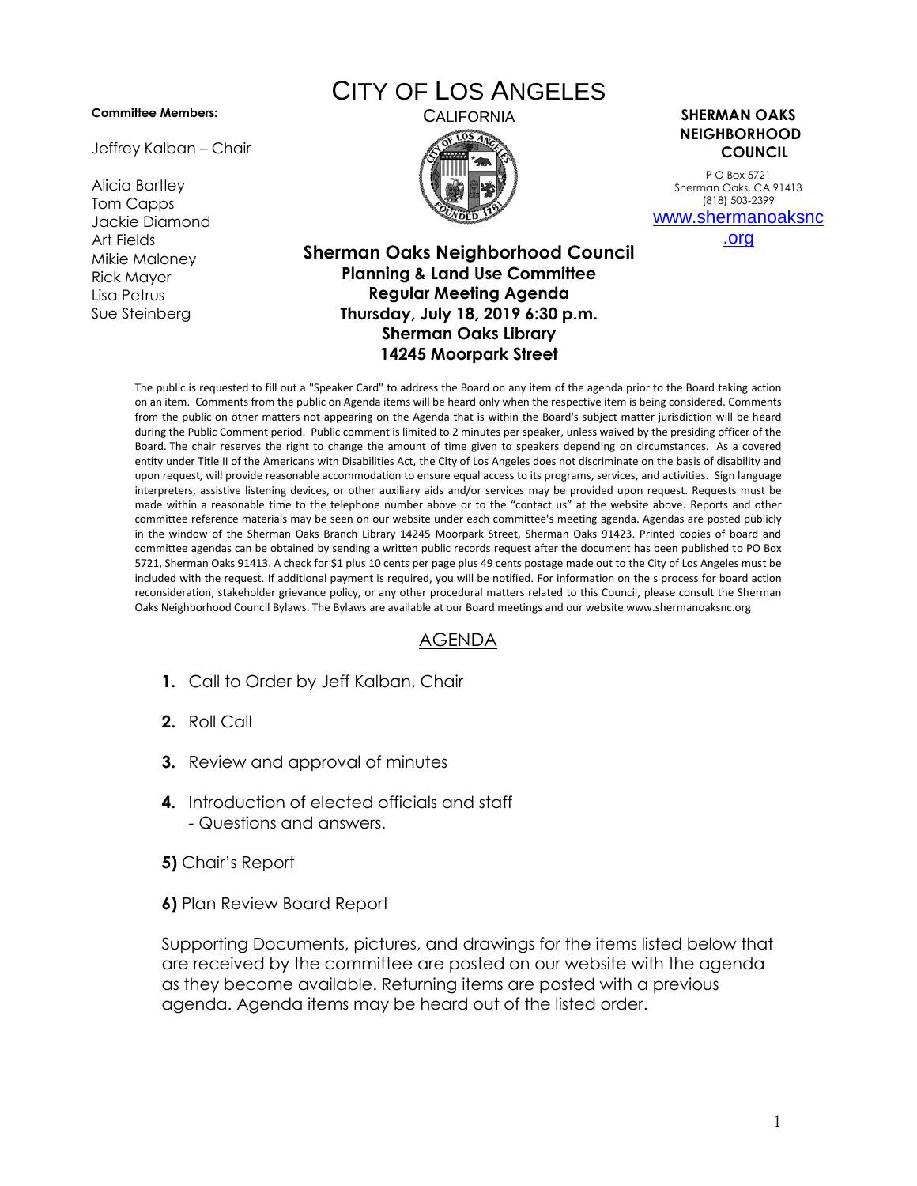**Committee Members:**

Jeffrey Kalban – Chair

Alicia Bartley
Tom Capps
Jackie Diamond
Art Fields
Mikie Maloney
Rick Mayer
Lisa Petrus
Sue Steinberg

# CITY OF LOS ANGELES

CALIFORNIA

**SHERMAN OAKS NEIGHBORHOOD COUNCIL**

P O Box 5721
Sherman Oaks, CA 91413
(818) 503-2399
www.shermanoaksnc.org

## Sherman Oaks Neighborhood Council
### Planning & Land Use Committee
### Regular Meeting Agenda
### Thursday, July 18, 2019 6:30 p.m.
### Sherman Oaks Library
### 14245 Moorpark Street

The public is requested to fill out a "Speaker Card" to address the Board on any item of the agenda prior to the Board taking action on an item. Comments from the public on Agenda items will be heard only when the respective item is being considered. Comments from the public on other matters not appearing on the Agenda that is within the Board's subject matter jurisdiction will be heard during the Public Comment period. Public comment is limited to 2 minutes per speaker, unless waived by the presiding officer of the Board. The chair reserves the right to change the amount of time given to speakers depending on circumstances. As a covered entity under Title II of the Americans with Disabilities Act, the City of Los Angeles does not discriminate on the basis of disability and upon request, will provide reasonable accommodation to ensure equal access to its programs, services, and activities. Sign language interpreters, assistive listening devices, or other auxiliary aids and/or services may be provided upon request. Requests must be made within a reasonable time to the telephone number above or to the "contact us" at the website above. Reports and other committee reference materials may be seen on our website under each committee's meeting agenda. Agendas are posted publicly in the window of the Sherman Oaks Branch Library 14245 Moorpark Street, Sherman Oaks 91423. Printed copies of board and committee agendas can be obtained by sending a written public records request after the document has been published to PO Box 5721, Sherman Oaks 91413. A check for $1 plus 10 cents per page plus 49 cents postage made out to the City of Los Angeles must be included with the request. If additional payment is required, you will be notified. For information on the s process for board action reconsideration, stakeholder grievance policy, or any other procedural matters related to this Council, please consult the Sherman Oaks Neighborhood Council Bylaws. The Bylaws are available at our Board meetings and our website www.shermanoaksnc.org

## AGENDA

1. Call to Order by Jeff Kalban, Chair

2. Roll Call

3. Review and approval of minutes

4. Introduction of elected officials and staff
   - Questions and answers.

**5)** Chair's Report

**6)** Plan Review Board Report

Supporting Documents, pictures, and drawings for the items listed below that are received by the committee are posted on our website with the agenda as they become available. Returning items are posted with a previous agenda. Agenda items may be heard out of the listed order.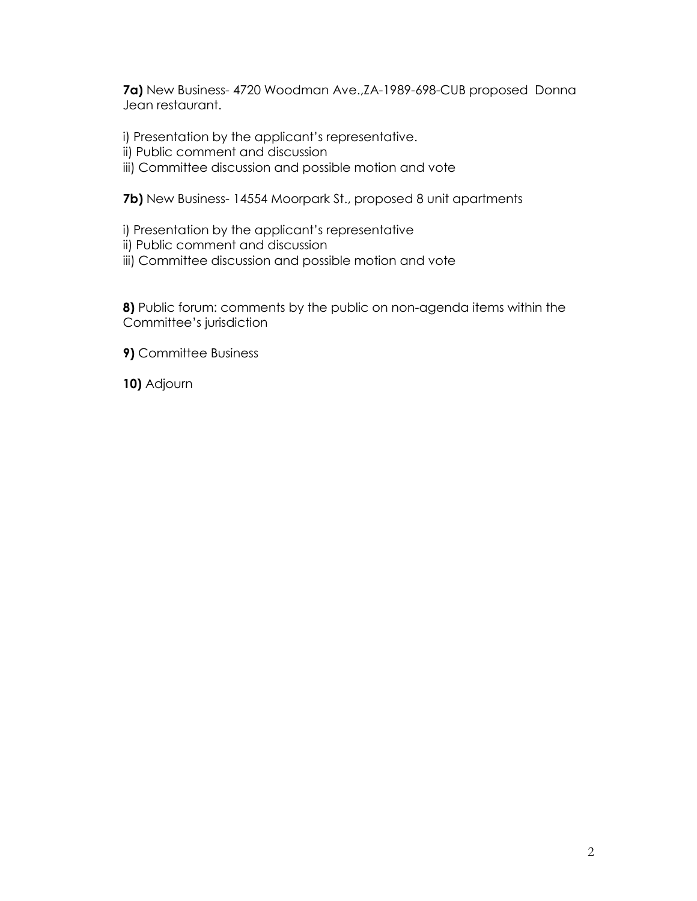**7a)** New Business- 4720 Woodman Ave.,ZA-1989-698-CUB proposed Donna Jean restaurant.

i) Presentation by the applicant's representative.
ii) Public comment and discussion
iii) Committee discussion and possible motion and vote

**7b)** New Business- 14554 Moorpark St., proposed 8 unit apartments

i) Presentation by the applicant's representative
ii) Public comment and discussion
iii) Committee discussion and possible motion and vote

**8)** Public forum: comments by the public on non-agenda items within the Committee's jurisdiction

**9)** Committee Business

**10)** Adjourn